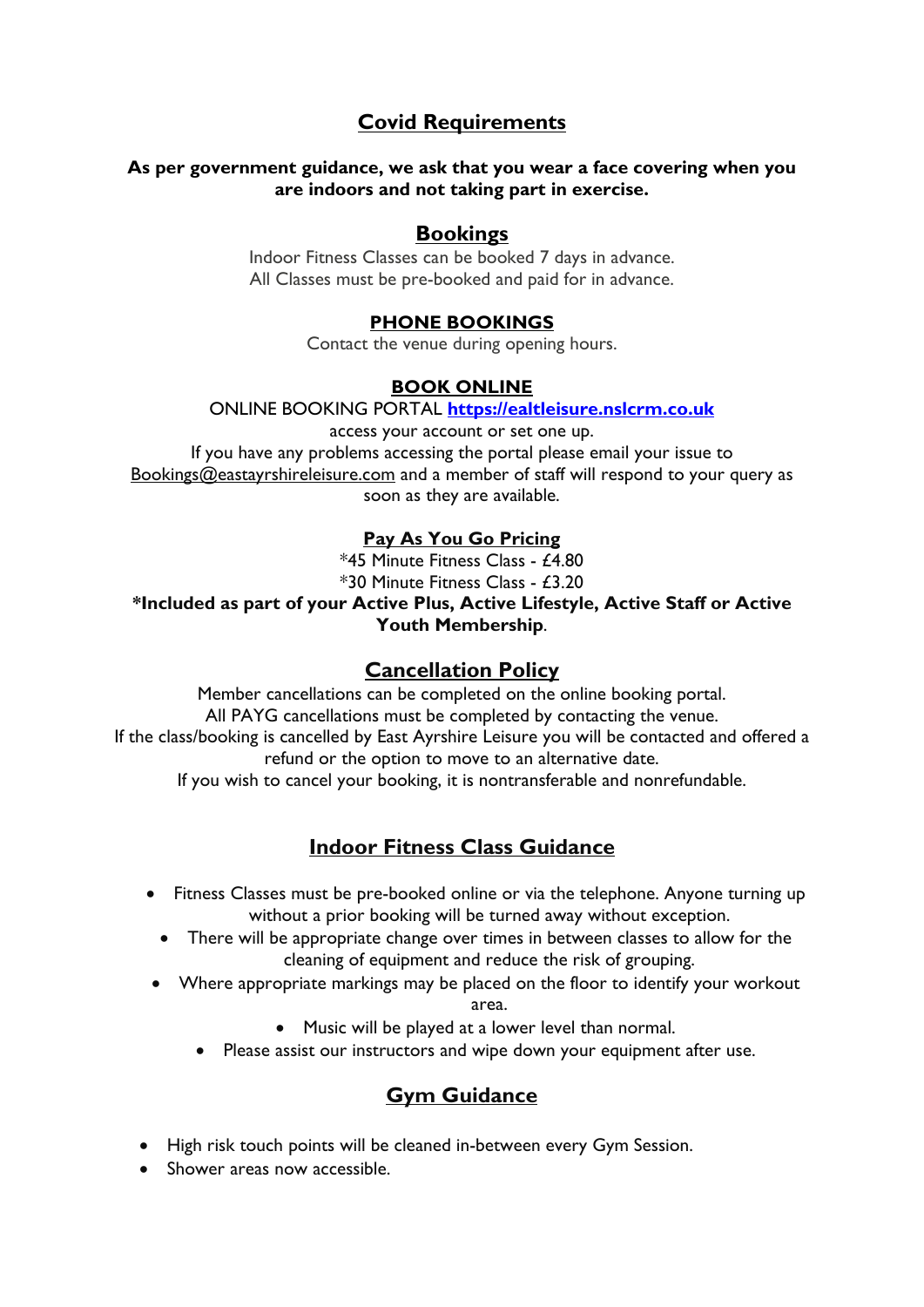## Covid Requirements

**As per government guidance, we ask that you wear a face covering when you are indoors and not taking part in exercise.**

## Bookings

Indoor Fitness Classes can be booked 7 days in advance.
All Classes must be pre-booked and paid for in advance.

### PHONE BOOKINGS

Contact the venue during opening hours.

### BOOK ONLINE

ONLINE BOOKING PORTAL **[https://ealtleisure.nslcrm.co.uk](https://ealtleisure.nslcrm.co.uk)**
access your account or set one up.
If you have any problems accessing the portal please email your issue to Bookings@eastayrshireleisure.com and a member of staff will respond to your query as soon as they are available.

### Pay As You Go Pricing

*45 Minute Fitness Class - £4.80
*30 Minute Fitness Class - £3.20
**\*Included as part of your Active Plus, Active Lifestyle, Active Staff or Active Youth Membership**.

## Cancellation Policy

Member cancellations can be completed on the online booking portal.
All PAYG cancellations must be completed by contacting the venue.
If the class/booking is cancelled by East Ayrshire Leisure you will be contacted and offered a refund or the option to move to an alternative date.
If you wish to cancel your booking, it is nontransferable and nonrefundable.

## Indoor Fitness Class Guidance

- Fitness Classes must be pre-booked online or via the telephone. Anyone turning up without a prior booking will be turned away without exception.
- There will be appropriate change over times in between classes to allow for the cleaning of equipment and reduce the risk of grouping.
- Where appropriate markings may be placed on the floor to identify your workout area.
- Music will be played at a lower level than normal.
- Please assist our instructors and wipe down your equipment after use.

## Gym Guidance

- High risk touch points will be cleaned in-between every Gym Session.
- Shower areas now accessible.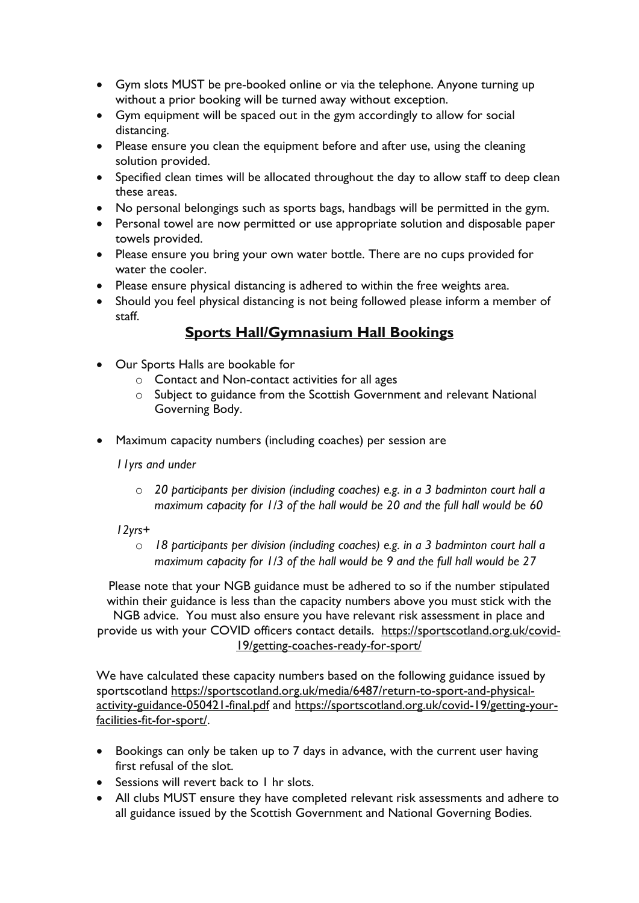- Gym slots MUST be pre-booked online or via the telephone. Anyone turning up without a prior booking will be turned away without exception.
- Gym equipment will be spaced out in the gym accordingly to allow for social distancing.
- Please ensure you clean the equipment before and after use, using the cleaning solution provided.
- Specified clean times will be allocated throughout the day to allow staff to deep clean these areas.
- No personal belongings such as sports bags, handbags will be permitted in the gym.
- Personal towel are now permitted or use appropriate solution and disposable paper towels provided.
- Please ensure you bring your own water bottle. There are no cups provided for water the cooler.
- Please ensure physical distancing is adhered to within the free weights area.
- Should you feel physical distancing is not being followed please inform a member of staff.

## **Sports Hall/Gymnasium Hall Bookings**

- Our Sports Halls are bookable for
    - Contact and Non-contact activities for all ages
    - Subject to guidance from the Scottish Government and relevant National Governing Body.
- Maximum capacity numbers (including coaches) per session are

  *11yrs and under*

    - *20 participants per division (including coaches) e.g. in a 3 badminton court hall a maximum capacity for 1/3 of the hall would be 20 and the full hall would be 60*

  *12yrs+*

    - *18 participants per division (including coaches) e.g. in a 3 badminton court hall a maximum capacity for 1/3 of the hall would be 9 and the full hall would be 27*

Please note that your NGB guidance must be adhered to so if the number stipulated within their guidance is less than the capacity numbers above you must stick with the NGB advice. You must also ensure you have relevant risk assessment in place and provide us with your COVID officers contact details. https://sportscotland.org.uk/covid-19/getting-coaches-ready-for-sport/

We have calculated these capacity numbers based on the following guidance issued by sportscotland https://sportscotland.org.uk/media/6487/return-to-sport-and-physical-activity-guidance-050421-final.pdf and https://sportscotland.org.uk/covid-19/getting-your-facilities-fit-for-sport/.

- Bookings can only be taken up to 7 days in advance, with the current user having first refusal of the slot.
- Sessions will revert back to 1 hr slots.
- All clubs MUST ensure they have completed relevant risk assessments and adhere to all guidance issued by the Scottish Government and National Governing Bodies.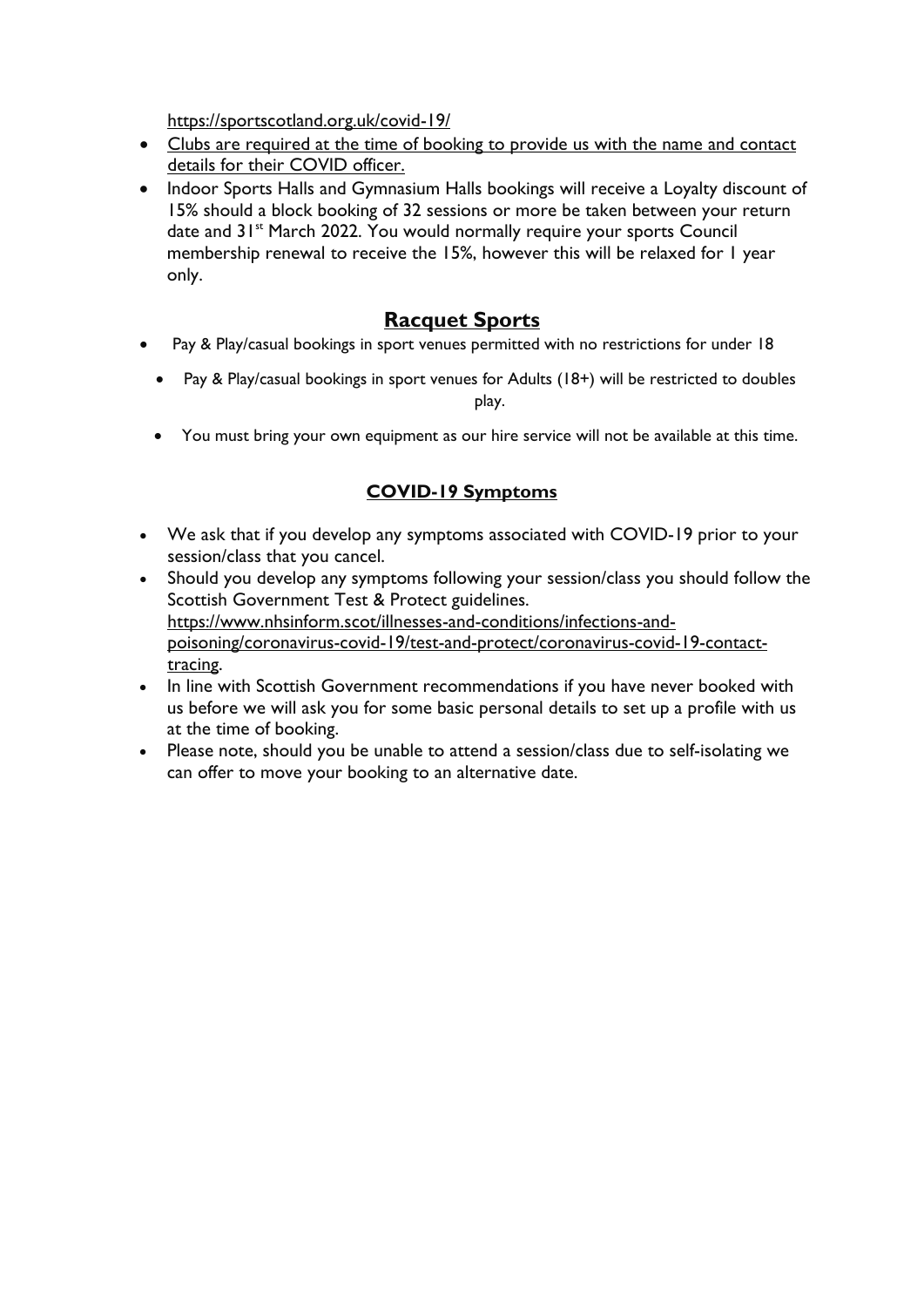https://sportscotland.org.uk/covid-19/

- Clubs are required at the time of booking to provide us with the name and contact details for their COVID officer.
- Indoor Sports Halls and Gymnasium Halls bookings will receive a Loyalty discount of 15% should a block booking of 32 sessions or more be taken between your return date and 31st March 2022. You would normally require your sports Council membership renewal to receive the 15%, however this will be relaxed for 1 year only.

## Racquet Sports

- Pay & Play/casual bookings in sport venues permitted with no restrictions for under 18
- Pay & Play/casual bookings in sport venues for Adults (18+) will be restricted to doubles play.
- You must bring your own equipment as our hire service will not be available at this time.

## COVID-19 Symptoms

- We ask that if you develop any symptoms associated with COVID-19 prior to your session/class that you cancel.
- Should you develop any symptoms following your session/class you should follow the Scottish Government Test & Protect guidelines. https://www.nhsinform.scot/illnesses-and-conditions/infections-and-poisoning/coronavirus-covid-19/test-and-protect/coronavirus-covid-19-contact-tracing.
- In line with Scottish Government recommendations if you have never booked with us before we will ask you for some basic personal details to set up a profile with us at the time of booking.
- Please note, should you be unable to attend a session/class due to self-isolating we can offer to move your booking to an alternative date.